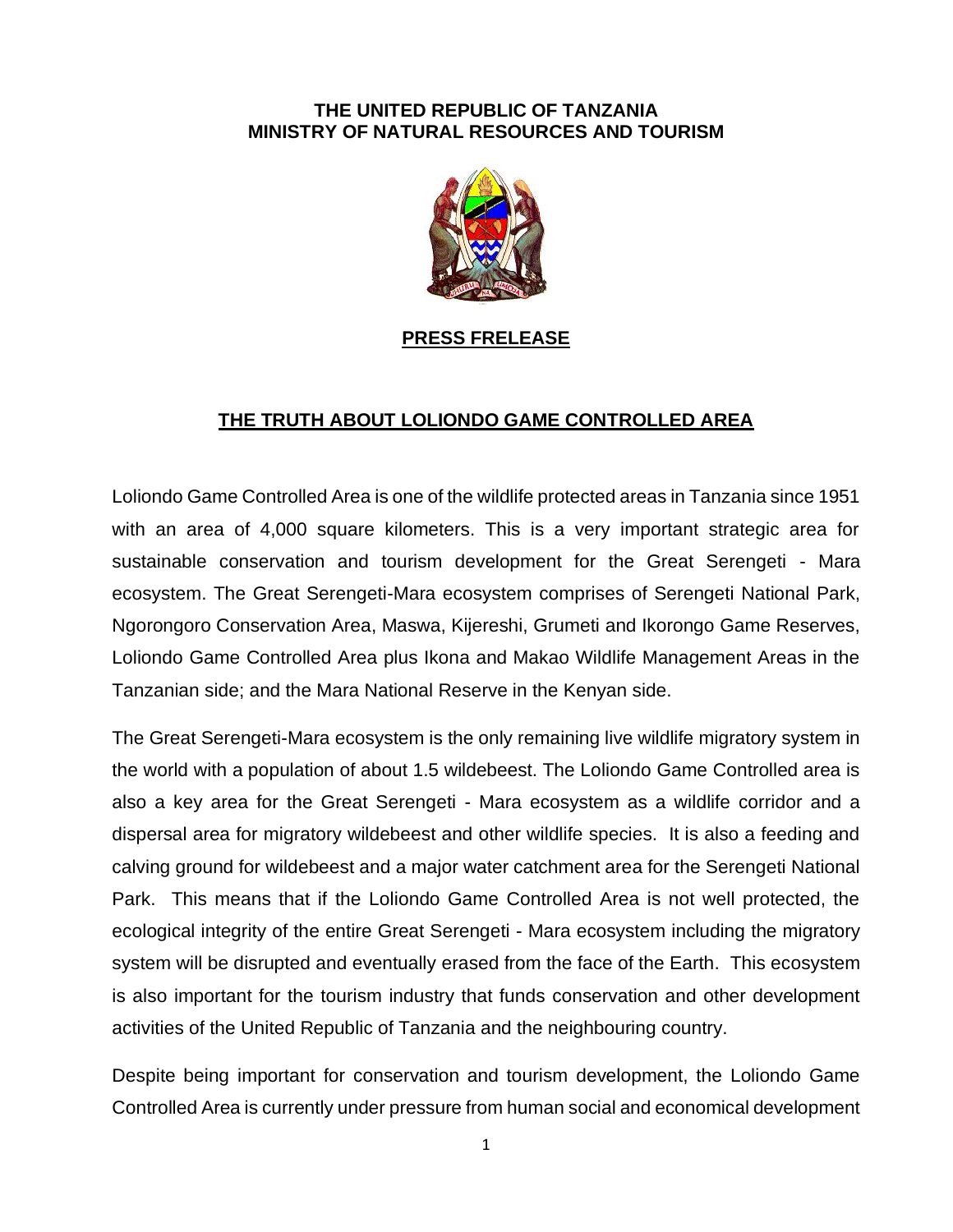**THE UNITED REPUBLIC OF TANZANIA**
**MINISTRY OF NATURAL RESOURCES AND TOURISM**

**PRESS FRELEASE**

# THE TRUTH ABOUT LOLIONDO GAME CONTROLLED AREA

Loliondo Game Controlled Area is one of the wildlife protected areas in Tanzania since 1951 with an area of 4,000 square kilometers. This is a very important strategic area for sustainable conservation and tourism development for the Great Serengeti - Mara ecosystem. The Great Serengeti-Mara ecosystem comprises of Serengeti National Park, Ngorongoro Conservation Area, Maswa, Kijereshi, Grumeti and Ikorongo Game Reserves, Loliondo Game Controlled Area plus Ikona and Makao Wildlife Management Areas in the Tanzanian side; and the Mara National Reserve in the Kenyan side.

The Great Serengeti-Mara ecosystem is the only remaining live wildlife migratory system in the world with a population of about 1.5 wildebeest. The Loliondo Game Controlled area is also a key area for the Great Serengeti - Mara ecosystem as a wildlife corridor and a dispersal area for migratory wildebeest and other wildlife species. It is also a feeding and calving ground for wildebeest and a major water catchment area for the Serengeti National Park. This means that if the Loliondo Game Controlled Area is not well protected, the ecological integrity of the entire Great Serengeti - Mara ecosystem including the migratory system will be disrupted and eventually erased from the face of the Earth. This ecosystem is also important for the tourism industry that funds conservation and other development activities of the United Republic of Tanzania and the neighbouring country.

Despite being important for conservation and tourism development, the Loliondo Game Controlled Area is currently under pressure from human social and economical development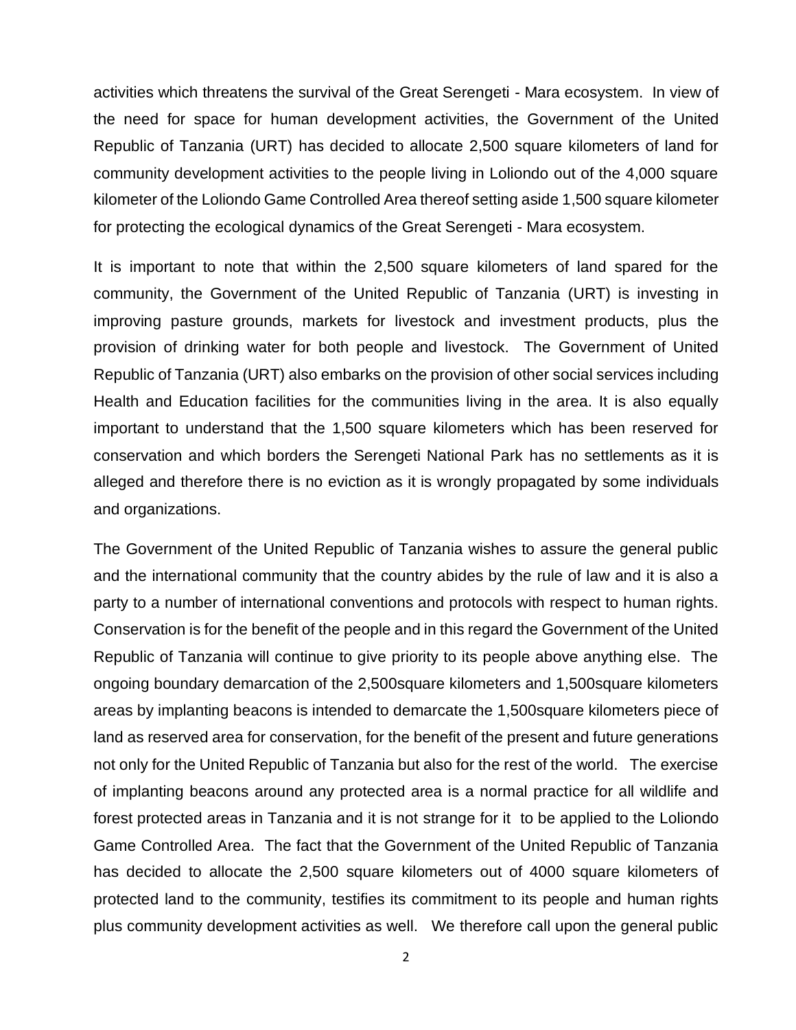activities which threatens the survival of the Great Serengeti - Mara ecosystem. In view of the need for space for human development activities, the Government of the United Republic of Tanzania (URT) has decided to allocate 2,500 square kilometers of land for community development activities to the people living in Loliondo out of the 4,000 square kilometer of the Loliondo Game Controlled Area thereof setting aside 1,500 square kilometer for protecting the ecological dynamics of the Great Serengeti - Mara ecosystem.

It is important to note that within the 2,500 square kilometers of land spared for the community, the Government of the United Republic of Tanzania (URT) is investing in improving pasture grounds, markets for livestock and investment products, plus the provision of drinking water for both people and livestock. The Government of United Republic of Tanzania (URT) also embarks on the provision of other social services including Health and Education facilities for the communities living in the area. It is also equally important to understand that the 1,500 square kilometers which has been reserved for conservation and which borders the Serengeti National Park has no settlements as it is alleged and therefore there is no eviction as it is wrongly propagated by some individuals and organizations.

The Government of the United Republic of Tanzania wishes to assure the general public and the international community that the country abides by the rule of law and it is also a party to a number of international conventions and protocols with respect to human rights. Conservation is for the benefit of the people and in this regard the Government of the United Republic of Tanzania will continue to give priority to its people above anything else. The ongoing boundary demarcation of the 2,500square kilometers and 1,500square kilometers areas by implanting beacons is intended to demarcate the 1,500square kilometers piece of land as reserved area for conservation, for the benefit of the present and future generations not only for the United Republic of Tanzania but also for the rest of the world. The exercise of implanting beacons around any protected area is a normal practice for all wildlife and forest protected areas in Tanzania and it is not strange for it to be applied to the Loliondo Game Controlled Area. The fact that the Government of the United Republic of Tanzania has decided to allocate the 2,500 square kilometers out of 4000 square kilometers of protected land to the community, testifies its commitment to its people and human rights plus community development activities as well. We therefore call upon the general public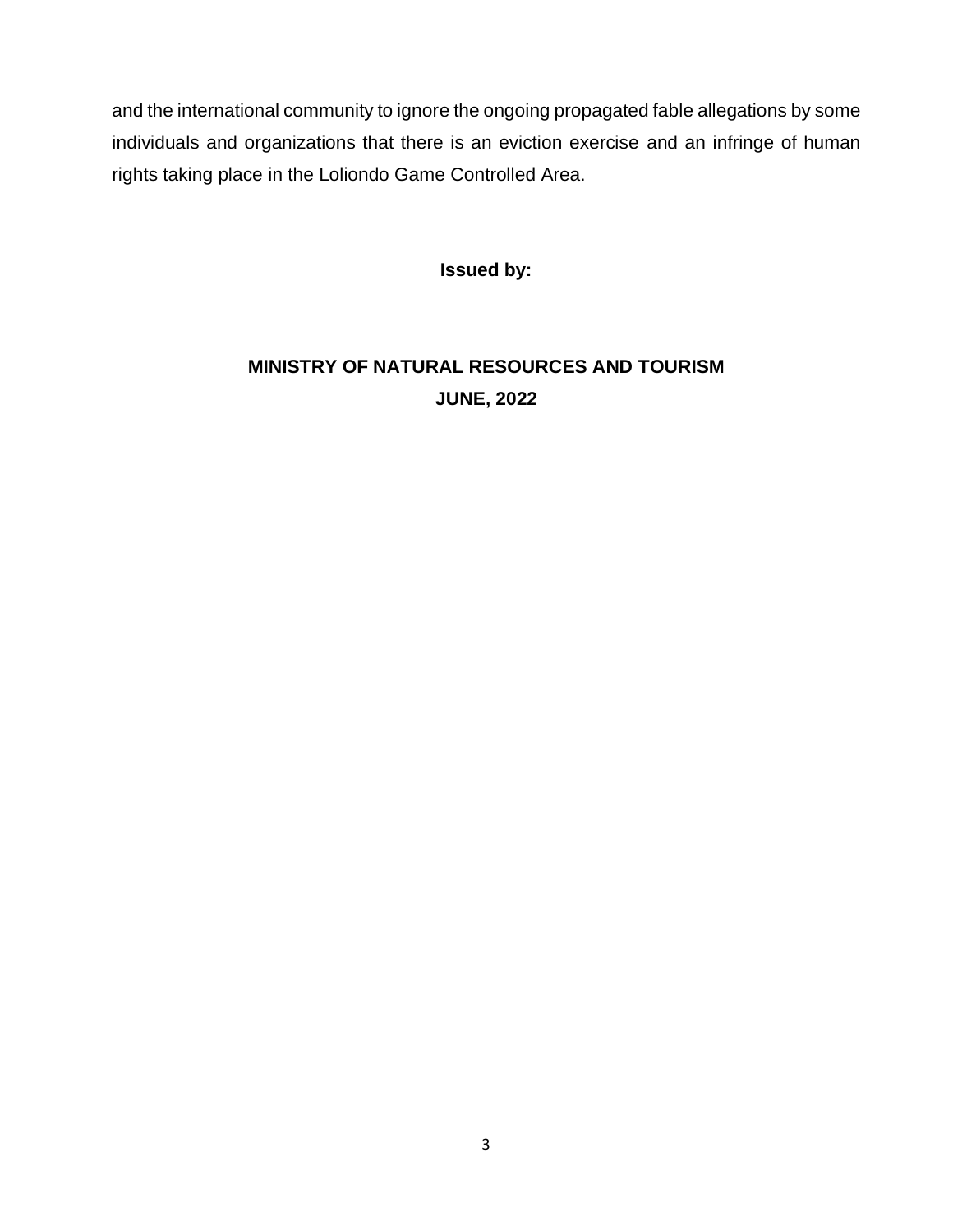and the international community to ignore the ongoing propagated fable allegations by some individuals and organizations that there is an eviction exercise and an infringe of human rights taking place in the Loliondo Game Controlled Area.

**Issued by:**

**MINISTRY OF NATURAL RESOURCES AND TOURISM**
**JUNE, 2022**